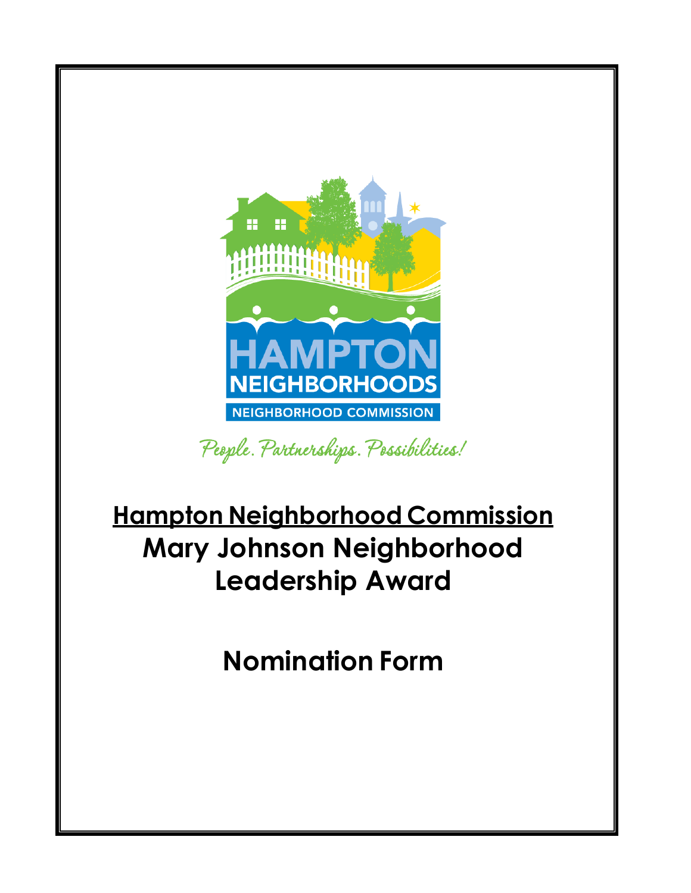HAMPTON NEIGHBORHOODS

NEIGHBORHOOD COMMISSION

*People. Partnerships. Possibilities!*

# <u>Hampton Neighborhood Commission</u>
# Mary Johnson Neighborhood Leadership Award

# Nomination Form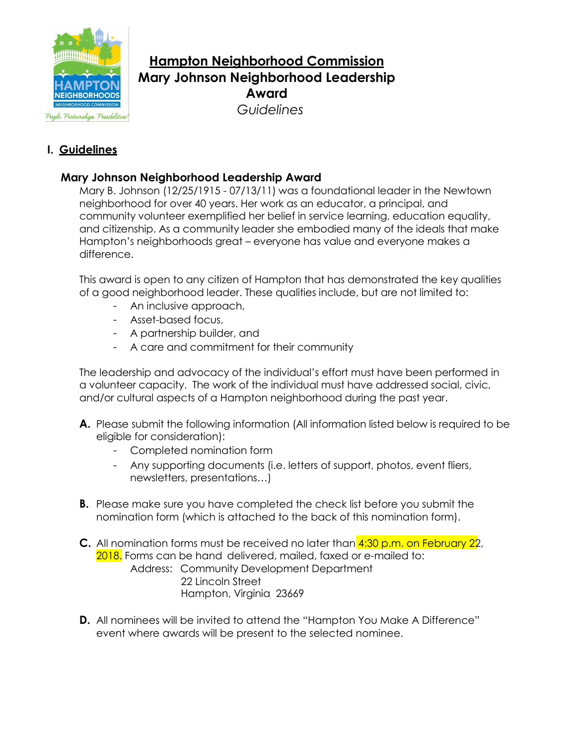# Hampton Neighborhood Commission
# Mary Johnson Neighborhood Leadership Award
*Guidelines*

## I. Guidelines

### Mary Johnson Neighborhood Leadership Award

Mary B. Johnson (12/25/1915 - 07/13/11) was a foundational leader in the Newtown neighborhood for over 40 years. Her work as an educator, a principal, and community volunteer exemplified her belief in service learning, education equality, and citizenship. As a community leader she embodied many of the ideals that make Hampton's neighborhoods great – everyone has value and everyone makes a difference.

This award is open to any citizen of Hampton that has demonstrated the key qualities of a good neighborhood leader. These qualities include, but are not limited to:

- An inclusive approach,
- Asset-based focus,
- A partnership builder, and
- A care and commitment for their community

The leadership and advocacy of the individual's effort must have been performed in a volunteer capacity. The work of the individual must have addressed social, civic, and/or cultural aspects of a Hampton neighborhood during the past year.

**A.** Please submit the following information (All information listed below is required to be eligible for consideration):
- Completed nomination form
- Any supporting documents (i.e. letters of support, photos, event fliers, newsletters, presentations…)

**B.** Please make sure you have completed the check list before you submit the nomination form (which is attached to the back of this nomination form).

**C.** All nomination forms must be received no later than 4:30 p.m. on February 22, 2018. Forms can be hand delivered, mailed, faxed or e-mailed to:

Address: Community Development Department
22 Lincoln Street
Hampton, Virginia 23669

**D.** All nominees will be invited to attend the "Hampton You Make A Difference" event where awards will be present to the selected nominee.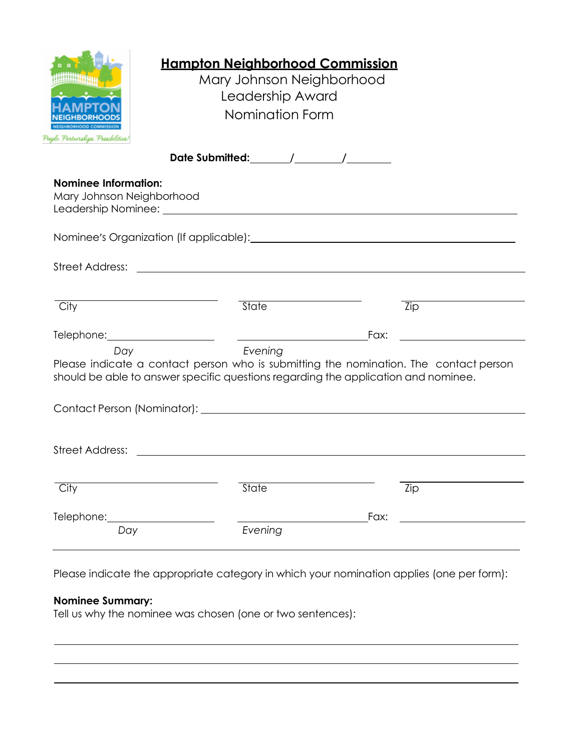# Hampton Neighborhood Commission

## Mary Johnson Neighborhood Leadership Award Nomination Form

**Date Submitted:** ______/______/______

**Nominee Information:**

Mary Johnson Neighborhood Leadership Nominee: ______________________________

Nominee's Organization (If applicable): ______________________________

Street Address: ______________________________

______________ City ______________ State ______________ Zip

Telephone: ______________ *Day* ______________ *Evening* Fax: ______________

Please indicate a contact person who is submitting the nomination. The contact person should be able to answer specific questions regarding the application and nominee.

Contact Person (Nominator): ______________________________

Street Address: ______________________________

______________ City ______________ State ______________ Zip

Telephone: ______________ *Day* ______________ *Evening* Fax: ______________

---

Please indicate the appropriate category in which your nomination applies (one per form):

**Nominee Summary:**

Tell us why the nominee was chosen (one or two sentences):

______________________________

______________________________

______________________________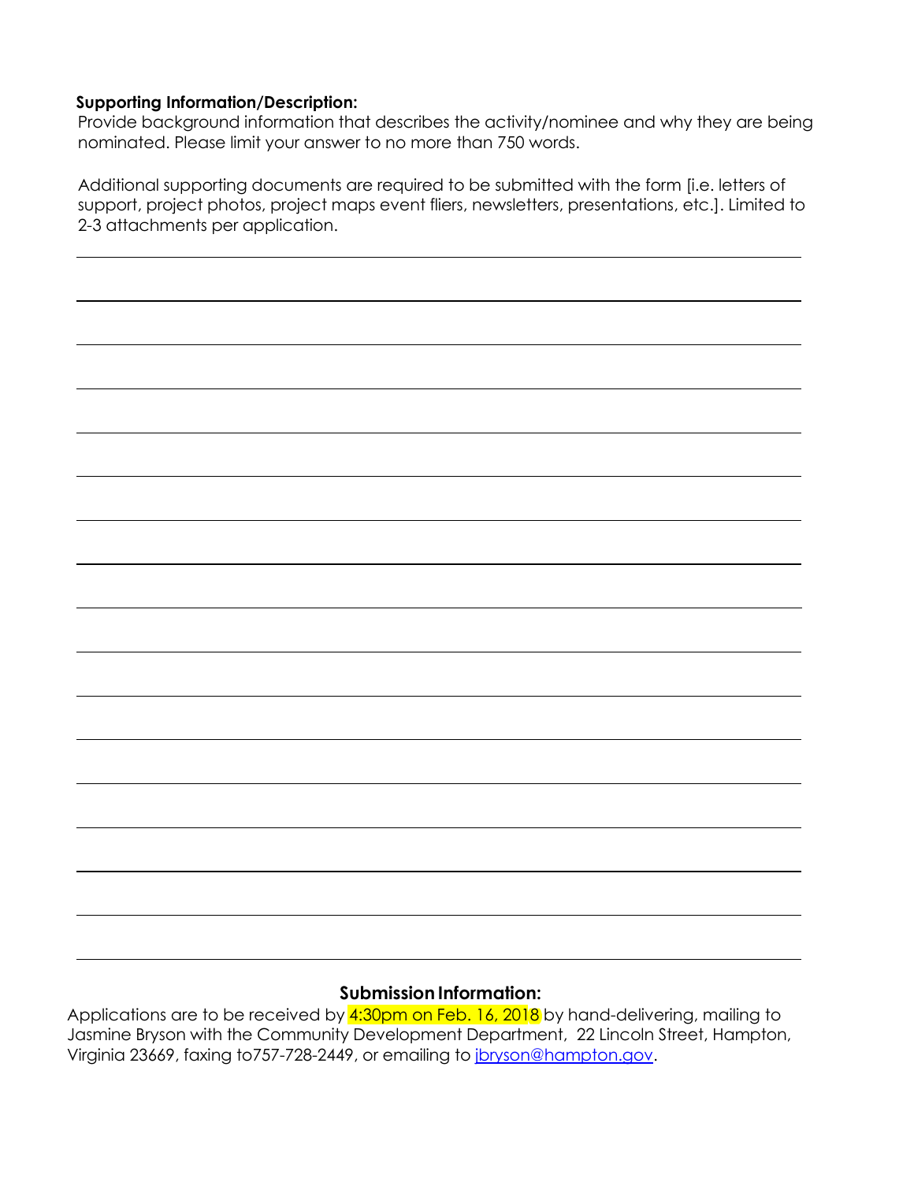**Supporting Information/Description:**

Provide background information that describes the activity/nominee and why they are being nominated. Please limit your answer to no more than 750 words.

Additional supporting documents are required to be submitted with the form [i.e. letters of support, project photos, project maps event fliers, newsletters, presentations, etc.]. Limited to 2-3 attachments per application.

______________________________________________________________________________

______________________________________________________________________________

______________________________________________________________________________

______________________________________________________________________________

______________________________________________________________________________

______________________________________________________________________________

______________________________________________________________________________

______________________________________________________________________________

______________________________________________________________________________

______________________________________________________________________________

______________________________________________________________________________

______________________________________________________________________________

______________________________________________________________________________

______________________________________________________________________________

______________________________________________________________________________

______________________________________________________________________________

______________________________________________________________________________

**Submission Information:**

Applications are to be received by 4:30pm on Feb. 16, 2018 by hand-delivering, mailing to Jasmine Bryson with the Community Development Department, 22 Lincoln Street, Hampton, Virginia 23669, faxing to757-728-2449, or emailing to jbryson@hampton.gov.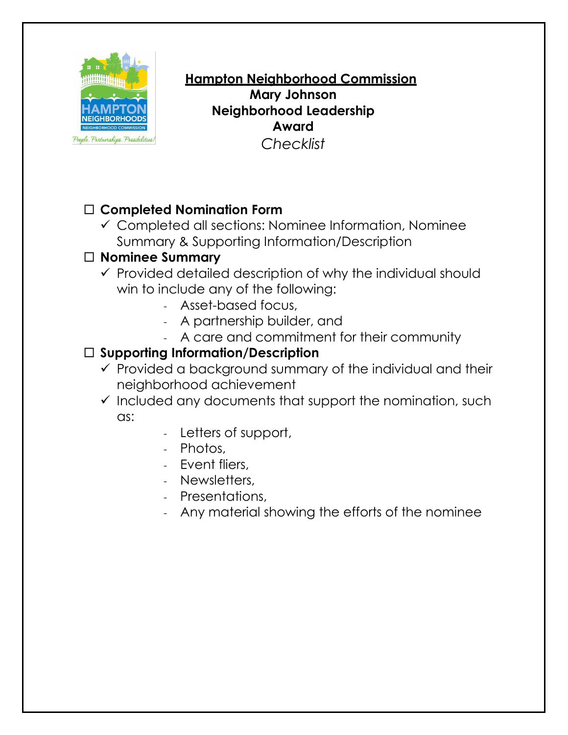**Hampton Neighborhood Commission**
**Mary Johnson**
**Neighborhood Leadership**
**Award**
*Checklist*

☐ **Completed Nomination Form**

- ✓ Completed all sections: Nominee Information, Nominee Summary & Supporting Information/Description

☐ **Nominee Summary**

- ✓ Provided detailed description of why the individual should win to include any of the following:
  - Asset-based focus,
  - A partnership builder, and
  - A care and commitment for their community

☐ **Supporting Information/Description**

- ✓ Provided a background summary of the individual and their neighborhood achievement
- ✓ Included any documents that support the nomination, such as:
  - Letters of support,
  - Photos,
  - Event fliers,
  - Newsletters,
  - Presentations,
  - Any material showing the efforts of the nominee